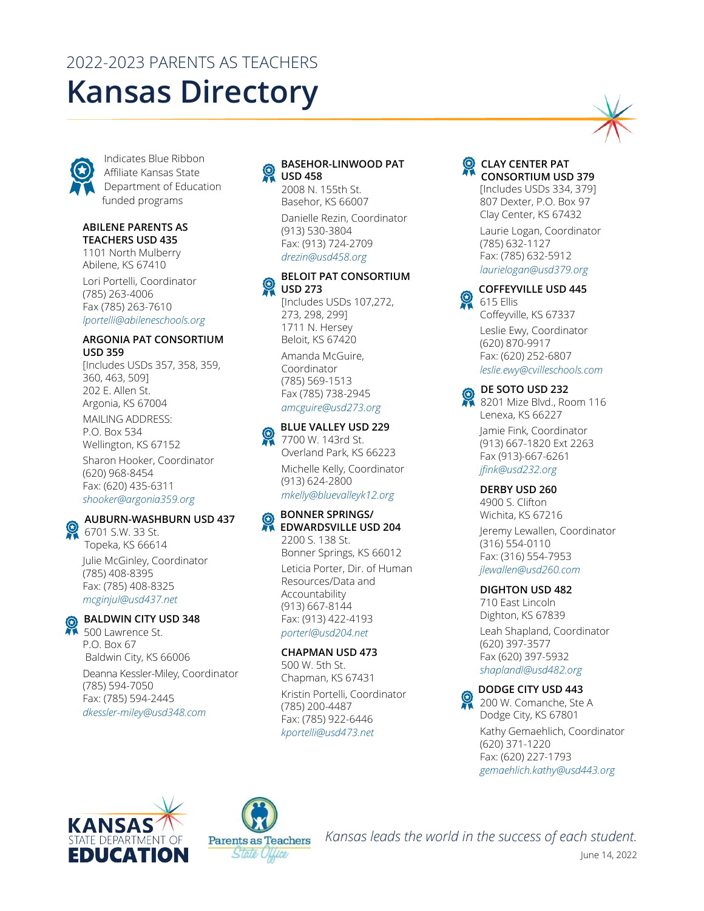2022-2023 PARENTS AS TEACHERS

# Kansas Directory

Indicates Blue Ribbon Affiliate Kansas State Department of Education funded programs

**ABILENE PARENTS AS TEACHERS USD 435**
1101 North Mulberry
Abilene, KS 67410

Lori Portelli, Coordinator
(785) 263-4006
Fax (785) 263-7610
*lportelli@abileneschools.org*

**ARGONIA PAT CONSORTIUM USD 359**
[Includes USDs 357, 358, 359, 360, 463, 509]
202 E. Allen St.
Argonia, KS 67004
MAILING ADDRESS:
P.O. Box 534
Wellington, KS 67152

Sharon Hooker, Coordinator
(620) 968-8454
Fax: (620) 435-6311
*shooker@argonia359.org*

**AUBURN-WASHBURN USD 437**
6701 S.W. 33 St.
Topeka, KS 66614

Julie McGinley, Coordinator
(785) 408-8395
Fax: (785) 408-8325
*mcginjul@usd437.net*

**BALDWIN CITY USD 348**
500 Lawrence St.
P.O. Box 67
Baldwin City, KS 66006

Deanna Kessler-Miley, Coordinator
(785) 594-7050
Fax: (785) 594-2445
*dkessler-miley@usd348.com*

**BASEHOR-LINWOOD PAT USD 458**
2008 N. 155th St.
Basehor, KS 66007

Danielle Rezin, Coordinator
(913) 530-3804
Fax: (913) 724-2709
*drezin@usd458.org*

**BELOIT PAT CONSORTIUM USD 273**
[Includes USDs 107,272, 273, 298, 299]
1711 N. Hersey
Beloit, KS 67420

Amanda McGuire, Coordinator
(785) 569-1513
Fax (785) 738-2945
*amcguire@usd273.org*

**BLUE VALLEY USD 229**
7700 W. 143rd St.
Overland Park, KS 66223

Michelle Kelly, Coordinator
(913) 624-2800
*mkelly@bluevalleyk12.org*

**BONNER SPRINGS/ EDWARDSVILLE USD 204**
2200 S. 138 St.
Bonner Springs, KS 66012

Leticia Porter, Dir. of Human Resources/Data and Accountability
(913) 667-8144
Fax: (913) 422-4193
*porterl@usd204.net*

**CHAPMAN USD 473**
500 W. 5th St.
Chapman, KS 67431

Kristin Portelli, Coordinator
(785) 200-4487
Fax: (785) 922-6446
*kportelli@usd473.net*

**CLAY CENTER PAT CONSORTIUM USD 379**
[Includes USDs 334, 379]
807 Dexter, P.O. Box 97
Clay Center, KS 67432

Laurie Logan, Coordinator
(785) 632-1127
Fax: (785) 632-5912
*laurielogan@usd379.org*

**COFFEYVILLE USD 445**
615 Ellis
Coffeyville, KS 67337

Leslie Ewy, Coordinator
(620) 870-9917
Fax: (620) 252-6807
*leslie.ewy@cvilleschools.com*

**DE SOTO USD 232**
8201 Mize Blvd., Room 116
Lenexa, KS 66227

Jamie Fink, Coordinator
(913) 667-1820 Ext 2263
Fax (913)-667-6261
*jfink@usd232.org*

**DERBY USD 260**
4900 S. Clifton
Wichita, KS 67216

Jeremy Lewallen, Coordinator
(316) 554-0110
Fax: (316) 554-7953
*jlewallen@usd260.com*

**DIGHTON USD 482**
710 East Lincoln
Dighton, KS 67839

Leah Shapland, Coordinator
(620) 397-3577
Fax (620) 397-5932
*shaplandl@usd482.org*

**DODGE CITY USD 443**
200 W. Comanche, Ste A
Dodge City, KS 67801

Kathy Gemaehlich, Coordinator
(620) 371-1220
Fax: (620) 227-1793
*gemaehlich.kathy@usd443.org*

*Kansas leads the world in the success of each student.*

June 14, 2022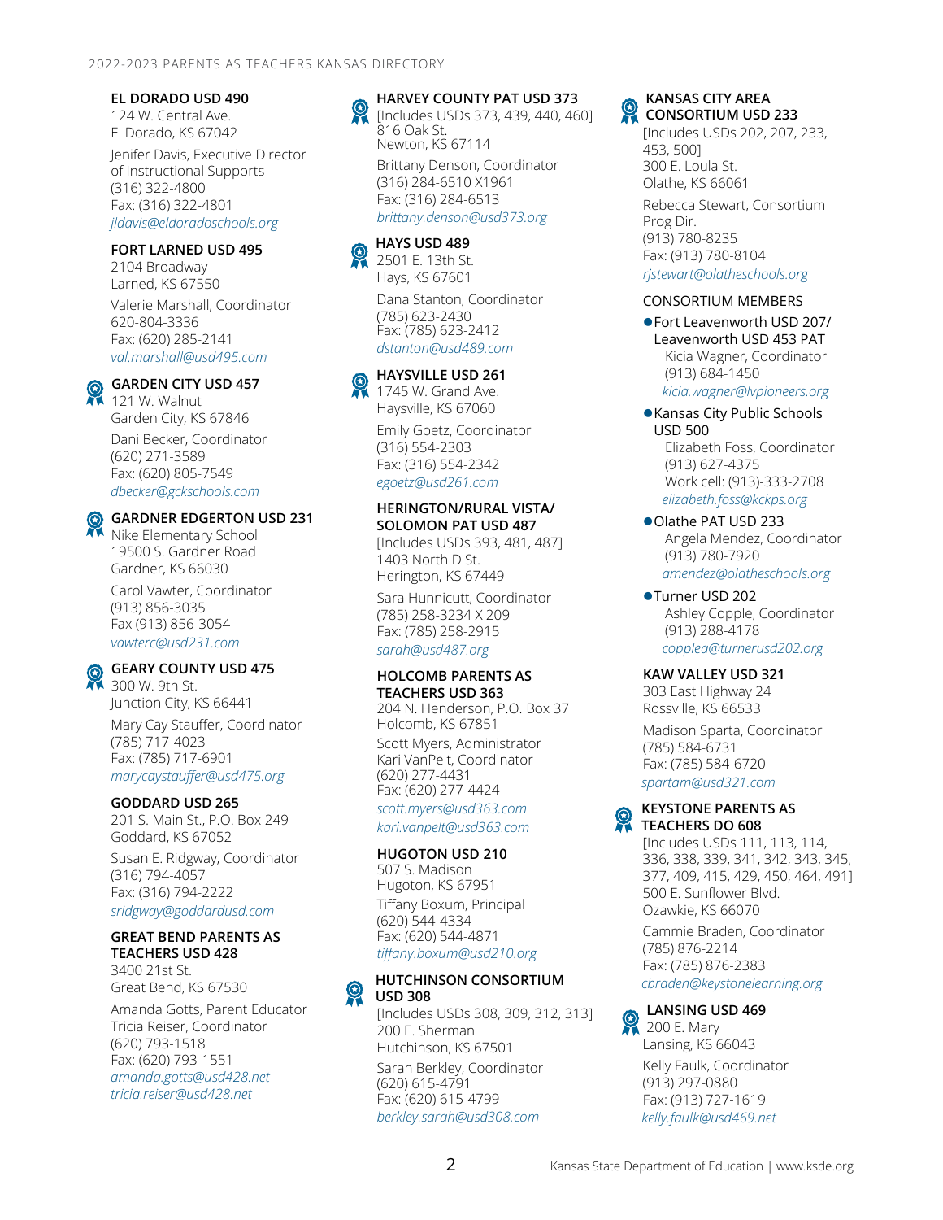**EL DORADO USD 490**
124 W. Central Ave.
El Dorado, KS 67042

Jenifer Davis, Executive Director of Instructional Supports
(316) 322-4800
Fax: (316) 322-4801
*jldavis@eldoradoschools.org*

**FORT LARNED USD 495**
2104 Broadway
Larned, KS 67550

Valerie Marshall, Coordinator
620-804-3336
Fax: (620) 285-2141
*val.marshall@usd495.com*

**GARDEN CITY USD 457**
121 W. Walnut
Garden City, KS 67846

Dani Becker, Coordinator
(620) 271-3589
Fax: (620) 805-7549
*dbecker@gckschools.com*

**GARDNER EDGERTON USD 231**
Nike Elementary School
19500 S. Gardner Road
Gardner, KS 66030

Carol Vawter, Coordinator
(913) 856-3035
Fax (913) 856-3054
*vawterc@usd231.com*

**GEARY COUNTY USD 475**
300 W. 9th St.
Junction City, KS 66441

Mary Cay Stauffer, Coordinator
(785) 717-4023
Fax: (785) 717-6901
*marycaystauffer@usd475.org*

**GODDARD USD 265**
201 S. Main St., P.O. Box 249
Goddard, KS 67052

Susan E. Ridgway, Coordinator
(316) 794-4057
Fax: (316) 794-2222
*sridgway@goddardusd.com*

**GREAT BEND PARENTS AS TEACHERS USD 428**
3400 21st St.
Great Bend, KS 67530

Amanda Gotts, Parent Educator
Tricia Reiser, Coordinator
(620) 793-1518
Fax: (620) 793-1551
*amanda.gotts@usd428.net*
*tricia.reiser@usd428.net*

**HARVEY COUNTY PAT USD 373**
[Includes USDs 373, 439, 440, 460]
816 Oak St.
Newton, KS 67114

Brittany Denson, Coordinator
(316) 284-6510 X1961
Fax: (316) 284-6513
*brittany.denson@usd373.org*

**HAYS USD 489**
2501 E. 13th St.
Hays, KS 67601

Dana Stanton, Coordinator
(785) 623-2430
Fax: (785) 623-2412
*dstanton@usd489.com*

**HAYSVILLE USD 261**
1745 W. Grand Ave.
Haysville, KS 67060

Emily Goetz, Coordinator
(316) 554-2303
Fax: (316) 554-2342
*egoetz@usd261.com*

**HERINGTON/RURAL VISTA/ SOLOMON PAT USD 487**
[Includes USDs 393, 481, 487]
1403 North D St.
Herington, KS 67449

Sara Hunnicutt, Coordinator
(785) 258-3234 X 209
Fax: (785) 258-2915
*sarah@usd487.org*

**HOLCOMB PARENTS AS TEACHERS USD 363**
204 N. Henderson, P.O. Box 37
Holcomb, KS 67851

Scott Myers, Administrator
Kari VanPelt, Coordinator
(620) 277-4431
Fax: (620) 277-4424
*scott.myers@usd363.com*
*kari.vanpelt@usd363.com*

**HUGOTON USD 210**
507 S. Madison
Hugoton, KS 67951

Tiffany Boxum, Principal
(620) 544-4334
Fax: (620) 544-4871
*tiffany.boxum@usd210.org*

**HUTCHINSON CONSORTIUM USD 308**
[Includes USDs 308, 309, 312, 313]
200 E. Sherman
Hutchinson, KS 67501

Sarah Berkley, Coordinator
(620) 615-4791
Fax: (620) 615-4799
*berkley.sarah@usd308.com*

**KANSAS CITY AREA CONSORTIUM USD 233**
[Includes USDs 202, 207, 233, 453, 500]
300 E. Loula St.
Olathe, KS 66061

Rebecca Stewart, Consortium Prog Dir.
(913) 780-8235
Fax: (913) 780-8104
*rjstewart@olatheschools.org*

CONSORTIUM MEMBERS

- Fort Leavenworth USD 207/ Leavenworth USD 453 PAT
  Kicia Wagner, Coordinator
  (913) 684-1450
  *kicia.wagner@lvpioneers.org*
- Kansas City Public Schools USD 500
  Elizabeth Foss, Coordinator
  (913) 627-4375
  Work cell: (913)-333-2708
  *elizabeth.foss@kckps.org*
- Olathe PAT USD 233
  Angela Mendez, Coordinator
  (913) 780-7920
  *amendez@olatheschools.org*
- Turner USD 202
  Ashley Copple, Coordinator
  (913) 288-4178
  *copplea@turnerusd202.org*

**KAW VALLEY USD 321**
303 East Highway 24
Rossville, KS 66533

Madison Sparta, Coordinator
(785) 584-6731
Fax: (785) 584-6720
*spartam@usd321.com*

**KEYSTONE PARENTS AS TEACHERS DO 608**
[Includes USDs 111, 113, 114, 336, 338, 339, 341, 342, 343, 345, 377, 409, 415, 429, 450, 464, 491]
500 E. Sunflower Blvd.
Ozawkie, KS 66070

Cammie Braden, Coordinator
(785) 876-2214
Fax: (785) 876-2383
*cbraden@keystonelearning.org*

**LANSING USD 469**
200 E. Mary
Lansing, KS 66043

Kelly Faulk, Coordinator
(913) 297-0880
Fax: (913) 727-1619
*kelly.faulk@usd469.net*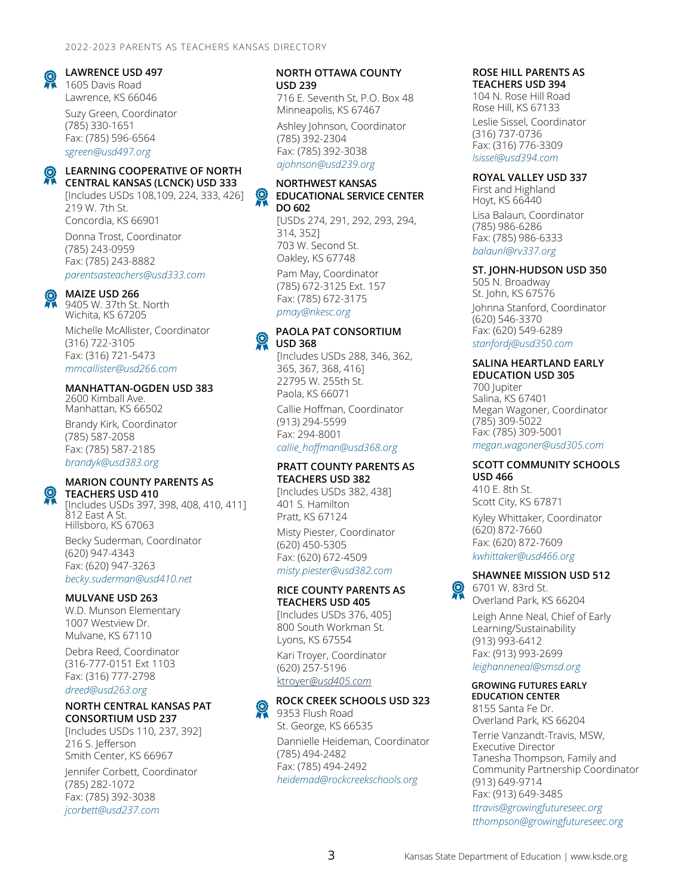**LAWRENCE USD 497**
1605 Davis Road
Lawrence, KS 66046

Suzy Green, Coordinator
(785) 330-1651
Fax: (785) 596-6564
*sgreen@usd497.org*

**LEARNING COOPERATIVE OF NORTH CENTRAL KANSAS (LCNCK) USD 333**
[Includes USDs 108,109, 224, 333, 426]
219 W. 7th St.
Concordia, KS 66901

Donna Trost, Coordinator
(785) 243-0959
Fax: (785) 243-8882
*parentsasteachers@usd333.com*

**MAIZE USD 266**
9405 W. 37th St. North
Wichita, KS 67205

Michelle McAllister, Coordinator
(316) 722-3105
Fax: (316) 721-5473
*mmcallister@usd266.com*

**MANHATTAN-OGDEN USD 383**
2600 Kimball Ave.
Manhattan, KS 66502

Brandy Kirk, Coordinator
(785) 587-2058
Fax: (785) 587-2185
*brandyk@usd383.org*

**MARION COUNTY PARENTS AS TEACHERS USD 410**
[Includes USDs 397, 398, 408, 410, 411]
812 East A St.
Hillsboro, KS 67063

Becky Suderman, Coordinator
(620) 947-4343
Fax: (620) 947-3263
*becky.suderman@usd410.net*

**MULVANE USD 263**
W.D. Munson Elementary
1007 Westview Dr.
Mulvane, KS 67110

Debra Reed, Coordinator
(316-777-0151 Ext 1103
Fax: (316) 777-2798
*dreed@usd263.org*

**NORTH CENTRAL KANSAS PAT CONSORTIUM USD 237**
[Includes USDs 110, 237, 392]
216 S. Jefferson
Smith Center, KS 66967

Jennifer Corbett, Coordinator
(785) 282-1072
Fax: (785) 392-3038
*jcorbett@usd237.com*

**NORTH OTTAWA COUNTY USD 239**
716 E. Seventh St, P.O. Box 48
Minneapolis, KS 67467

Ashley Johnson, Coordinator
(785) 392-2304
Fax: (785) 392-3038
*ajohnson@usd239.org*

**NORTHWEST KANSAS EDUCATIONAL SERVICE CENTER DO 602**
[USDs 274, 291, 292, 293, 294, 314, 352]
703 W. Second St.
Oakley, KS 67748

Pam May, Coordinator
(785) 672-3125 Ext. 157
Fax: (785) 672-3175
*pmay@nkesc.org*

**PAOLA PAT CONSORTIUM USD 368**
[Includes USDs 288, 346, 362, 365, 367, 368, 416]
22795 W. 255th St.
Paola, KS 66071

Callie Hoffman, Coordinator
(913) 294-5599
Fax: 294-8001
*callie_hoffman@usd368.org*

**PRATT COUNTY PARENTS AS TEACHERS USD 382**
[Includes USDs 382, 438]
401 S. Hamilton
Pratt, KS 67124

Misty Piester, Coordinator
(620) 450-5305
Fax: (620) 672-4509
*misty.piester@usd382.com*

**RICE COUNTY PARENTS AS TEACHERS USD 405**
[Includes USDs 376, 405]
800 South Workman St.
Lyons, KS 67554

Kari Troyer, Coordinator
(620) 257-5196
ktroyer*@usd405.com*

**ROCK CREEK SCHOOLS USD 323**
9353 Flush Road
St. George, KS 66535

Dannielle Heideman, Coordinator
(785) 494-2482
Fax: (785) 494-2492
*heidemad@rockcreekschools.org*

**ROSE HILL PARENTS AS TEACHERS USD 394**
104 N. Rose Hill Road
Rose Hill, KS 67133

Leslie Sissel, Coordinator
(316) 737-0736
Fax: (316) 776-3309
*lsissel@usd394.com*

**ROYAL VALLEY USD 337**
First and Highland
Hoyt, KS 66440

Lisa Balaun, Coordinator
(785) 986-6286
Fax: (785) 986-6333
*balaunl@rv337.org*

**ST. JOHN-HUDSON USD 350**
505 N. Broadway
St. John, KS 67576

Johnna Stanford, Coordinator
(620) 546-3370
Fax: (620) 549-6289
*stanfordj@usd350.com*

**SALINA HEARTLAND EARLY EDUCATION USD 305**
700 Jupiter
Salina, KS 67401
Megan Wagoner, Coordinator
(785) 309-5022
Fax: (785) 309-5001
*megan.wagoner@usd305.com*

**SCOTT COMMUNITY SCHOOLS USD 466**
410 E. 8th St.
Scott City, KS 67871

Kyley Whittaker, Coordinator
(620) 872-7660
Fax: (620) 872-7609
*kwhittaker@usd466.org*

**SHAWNEE MISSION USD 512**
6701 W. 83rd St.
Overland Park, KS 66204

Leigh Anne Neal, Chief of Early Learning/Sustainability
(913) 993-6412
Fax: (913) 993-2699
*leighanneneal@smsd.org*

**GROWING FUTURES EARLY EDUCATION CENTER**
8155 Santa Fe Dr.
Overland Park, KS 66204

Terrie Vanzandt-Travis, MSW, Executive Director
Tanesha Thompson, Family and Community Partnership Coordinator
(913) 649-9714
Fax: (913) 649-3485
*ttravis@growingfutureseec.org*
*tthompson@growingfutureseec.org*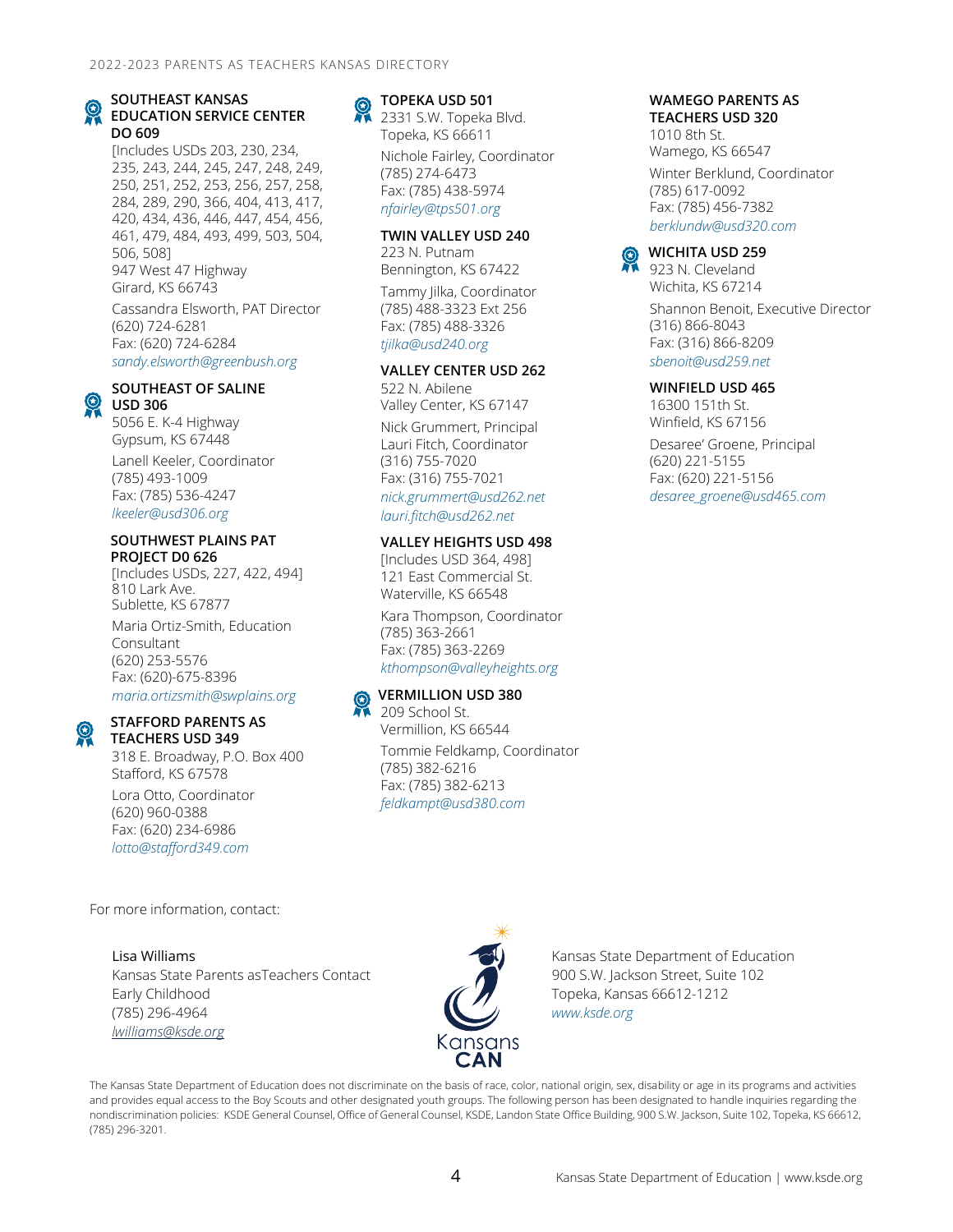**SOUTHEAST KANSAS EDUCATION SERVICE CENTER DO 609**
[Includes USDs 203, 230, 234, 235, 243, 244, 245, 247, 248, 249, 250, 251, 252, 253, 256, 257, 258, 284, 289, 290, 366, 404, 413, 417, 420, 434, 436, 446, 447, 454, 456, 461, 479, 484, 493, 499, 503, 504, 506, 508]
947 West 47 Highway
Girard, KS 66743

Cassandra Elsworth, PAT Director
(620) 724-6281
Fax: (620) 724-6284
*sandy.elsworth@greenbush.org*

**SOUTHEAST OF SALINE USD 306**
5056 E. K-4 Highway
Gypsum, KS 67448

Lanell Keeler, Coordinator
(785) 493-1009
Fax: (785) 536-4247
*lkeeler@usd306.org*

**SOUTHWEST PLAINS PAT PROJECT D0 626**
[Includes USDs, 227, 422, 494]
810 Lark Ave.
Sublette, KS 67877

Maria Ortiz-Smith, Education Consultant
(620) 253-5576
Fax: (620)-675-8396
*maria.ortizsmith@swplains.org*

**STAFFORD PARENTS AS TEACHERS USD 349**
318 E. Broadway, P.O. Box 400
Stafford, KS 67578

Lora Otto, Coordinator
(620) 960-0388
Fax: (620) 234-6986
*lotto@stafford349.com*

**TOPEKA USD 501**
2331 S.W. Topeka Blvd.
Topeka, KS 66611

Nichole Fairley, Coordinator
(785) 274-6473
Fax: (785) 438-5974
*nfairley@tps501.org*

**TWIN VALLEY USD 240**
223 N. Putnam
Bennington, KS 67422

Tammy Jilka, Coordinator
(785) 488-3323 Ext 256
Fax: (785) 488-3326
*tjilka@usd240.org*

**VALLEY CENTER USD 262**
522 N. Abilene
Valley Center, KS 67147

Nick Grummert, Principal
Lauri Fitch, Coordinator
(316) 755-7020
Fax: (316) 755-7021
*nick.grummert@usd262.net*
*lauri.fitch@usd262.net*

**VALLEY HEIGHTS USD 498**
[Includes USD 364, 498]
121 East Commercial St.
Waterville, KS 66548

Kara Thompson, Coordinator
(785) 363-2661
Fax: (785) 363-2269
*kthompson@valleyheights.org*

**VERMILLION USD 380**
209 School St.
Vermillion, KS 66544

Tommie Feldkamp, Coordinator
(785) 382-6216
Fax: (785) 382-6213
*feldkampt@usd380.com*

**WAMEGO PARENTS AS TEACHERS USD 320**
1010 8th St.
Wamego, KS 66547

Winter Berklund, Coordinator
(785) 617-0092
Fax: (785) 456-7382
*berklundw@usd320.com*

**WICHITA USD 259**
923 N. Cleveland
Wichita, KS 67214

Shannon Benoit, Executive Director
(316) 866-8043
Fax: (316) 866-8209
*sbenoit@usd259.net*

**WINFIELD USD 465**
16300 151th St.
Winfield, KS 67156

Desaree' Groene, Principal
(620) 221-5155
Fax: (620) 221-5156
*desaree_groene@usd465.com*

For more information, contact:

Lisa Williams
Kansas State Parents asTeachers Contact
Early Childhood
(785) 296-4964
*lwilliams@ksde.org*

Kansans CAN

Kansas State Department of Education
900 S.W. Jackson Street, Suite 102
Topeka, Kansas 66612-1212
*www.ksde.org*

The Kansas State Department of Education does not discriminate on the basis of race, color, national origin, sex, disability or age in its programs and activities and provides equal access to the Boy Scouts and other designated youth groups. The following person has been designated to handle inquiries regarding the nondiscrimination policies: KSDE General Counsel, Office of General Counsel, KSDE, Landon State Office Building, 900 S.W. Jackson, Suite 102, Topeka, KS 66612, (785) 296-3201.